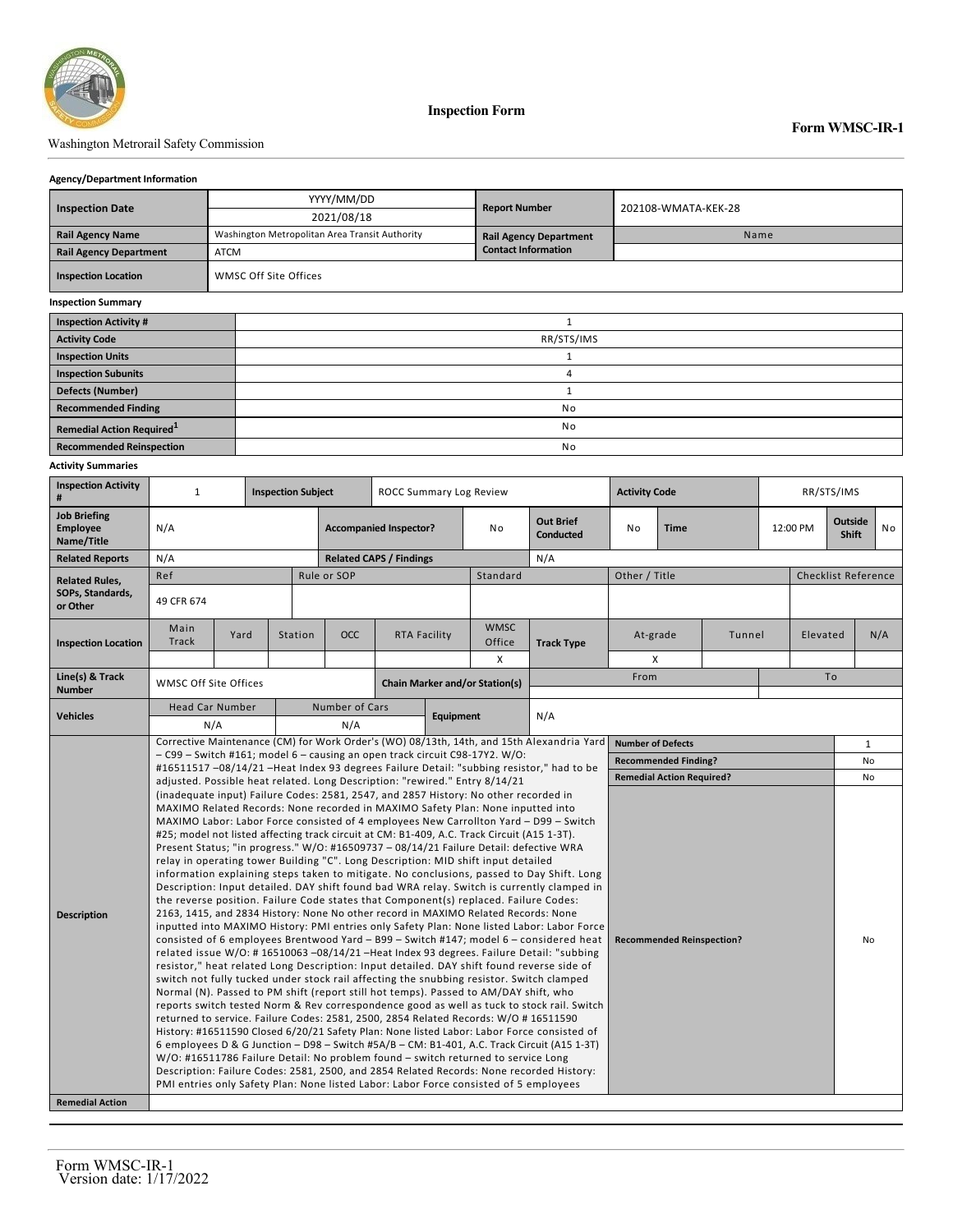Washington Metrorail Safety Commission

**Inspection Form**

**Form WMSC-IR-1**

**Agency/Department Information**

| | | | |
|---|---|---|---|
| **Inspection Date** | YYYY/MM/DD<br>2021/08/18 | **Report Number** | 202108-WMATA-KEK-28 |
| **Rail Agency Name** | Washington Metropolitan Area Transit Authority | **Rail Agency Department Contact Information** | Name |
| **Rail Agency Department** | ATCM | | |
| **Inspection Location** | WMSC Off Site Offices | | |

**Inspection Summary**

| | |
|---|---|
| **Inspection Activity #** | 1 |
| **Activity Code** | RR/STS/IMS |
| **Inspection Units** | 1 |
| **Inspection Subunits** | 4 |
| **Defects (Number)** | 1 |
| **Recommended Finding** | No |
| **Remedial Action Required**[1] | No |
| **Recommended Reinspection** | No |

**Activity Summaries**

| | | | | | | | | | |
|---|---|---|---|---|---|---|---|---|---|
| **Inspection Activity #** | 1 | **Inspection Subject** | ROCC Summary Log Review | | | **Activity Code** | RR/STS/IMS | | |
| **Job Briefing Employee Name/Title** | N/A | **Accompanied Inspector?** | No | **Out Brief Conducted** | No | **Time** | 12:00 PM | **Outside Shift** | No |
| **Related Reports** | N/A | **Related CAPS / Findings** | N/A | | | | | | |
| **Related Rules, SOPs, Standards, or Other** | Ref: 49 CFR 674 | Rule or SOP: | Standard: | Other / Title: | Checklist Reference: | | | | |
| **Inspection Location** | Main Track: | Yard: | Station: | OCC: | RTA Facility: | WMSC Office: X | **Track Type** | At-grade: X | Tunnel: / Elevated: / N/A: |
| **Line(s) & Track Number** | WMSC Off Site Offices | **Chain Marker and/or Station(s)** | From: | To: | | | | | |
| **Vehicles** | Head Car Number: N/A | Number of Cars: N/A | **Equipment** | N/A | | | | | |

| | | | |
|---|---|---|---|
| **Description** | Corrective Maintenance (CM) for Work Order's (WO) 08/13th, 14th, and 15th Alexandria Yard – C99 – Switch #161; model 6 – causing an open track circuit C98-17Y2. W/O: #16511517 –08/14/21 –Heat Index 93 degrees Failure Detail: "subbing resistor," had to be adjusted. Possible heat related. Long Description: "rewired." Entry 8/14/21 (inadequate input) Failure Codes: 2581, 2547, and 2857 History: No other recorded in MAXIMO Related Records: None recorded in MAXIMO Safety Plan: None inputted into MAXIMO Labor: Labor Force consisted of 4 employees New Carrollton Yard – D99 – Switch #25; model not listed affecting track circuit at CM: B1-409, A.C. Track Circuit (A15 1-3T). Present Status; "in progress." W/O: #16509737 – 08/14/21 Failure Detail: defective WRA relay in operating tower Building "C". Long Description: MID shift input detailed information explaining steps taken to mitigate. No conclusions, passed to Day Shift. Long Description: Input detailed. DAY shift found bad WRA relay. Switch is currently clamped in the reverse position. Failure Code states that Component(s) replaced. Failure Codes: 2163, 1415, and 2834 History: None No other record in MAXIMO Related Records: None inputted into MAXIMO History: PMI entries only Safety Plan: None listed Labor: Labor Force consisted of 6 employees Brentwood Yard – B99 – Switch #147; model 6 – considered heat related issue W/O: # 16510063 –08/14/21 –Heat Index 93 degrees. Failure Detail: "subbing resistor," heat related Long Description: Input detailed. DAY shift found reverse side of switch not fully tucked under stock rail affecting the snubbing resistor. Switch clamped Normal (N). Passed to PM shift (report still hot temps). Passed to AM/DAY shift, who reports switch tested Norm & Rev correspondence good as well as tuck to stock rail. Switch returned to service. Failure Codes: 2581, 2500, 2854 Related Records: W/O # 16511590 History: #16511590 Closed 6/20/21 Safety Plan: None listed Labor: Labor Force consisted of 6 employees D & G Junction – D98 – Switch #5A/B – CM: B1-401, A.C. Track Circuit (A15 1-3T) W/O: #16511786 Failure Detail: No problem found – switch returned to service Long Description: Failure Codes: 2581, 2500, and 2854 Related Records: None recorded History: PMI entries only Safety Plan: None listed Labor: Labor Force consisted of 5 employees | **Number of Defects** | 1 |
| | | **Recommended Finding?** | No |
| | | **Remedial Action Required?** | No |
| | | **Recommended Reinspection?** | No |
| **Remedial Action** | | | |

Form WMSC-IR-1
Version date: 1/17/2022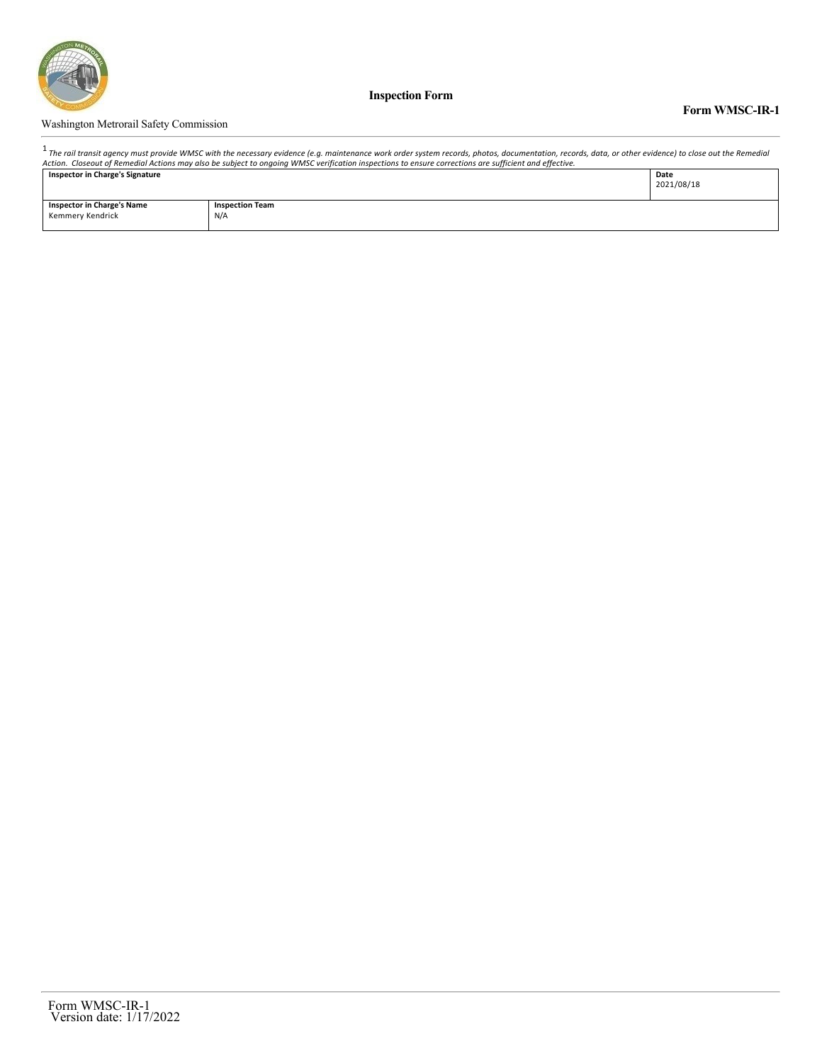[1] *The rail transit agency must provide WMSC with the necessary evidence (e.g. maintenance work order system records, photos, documentation, records, data, or other evidence) to close out the Remedial Action. Closeout of Remedial Actions may also be subject to ongoing WMSC verification inspections to ensure corrections are sufficient and effective.*

| | | |
|---|---|---|
| **Inspector in Charge's Signature** | | **Date**<br>2021/08/18 |
| **Inspector in Charge's Name**<br>Kemmery Kendrick | **Inspection Team**<br>N/A | |